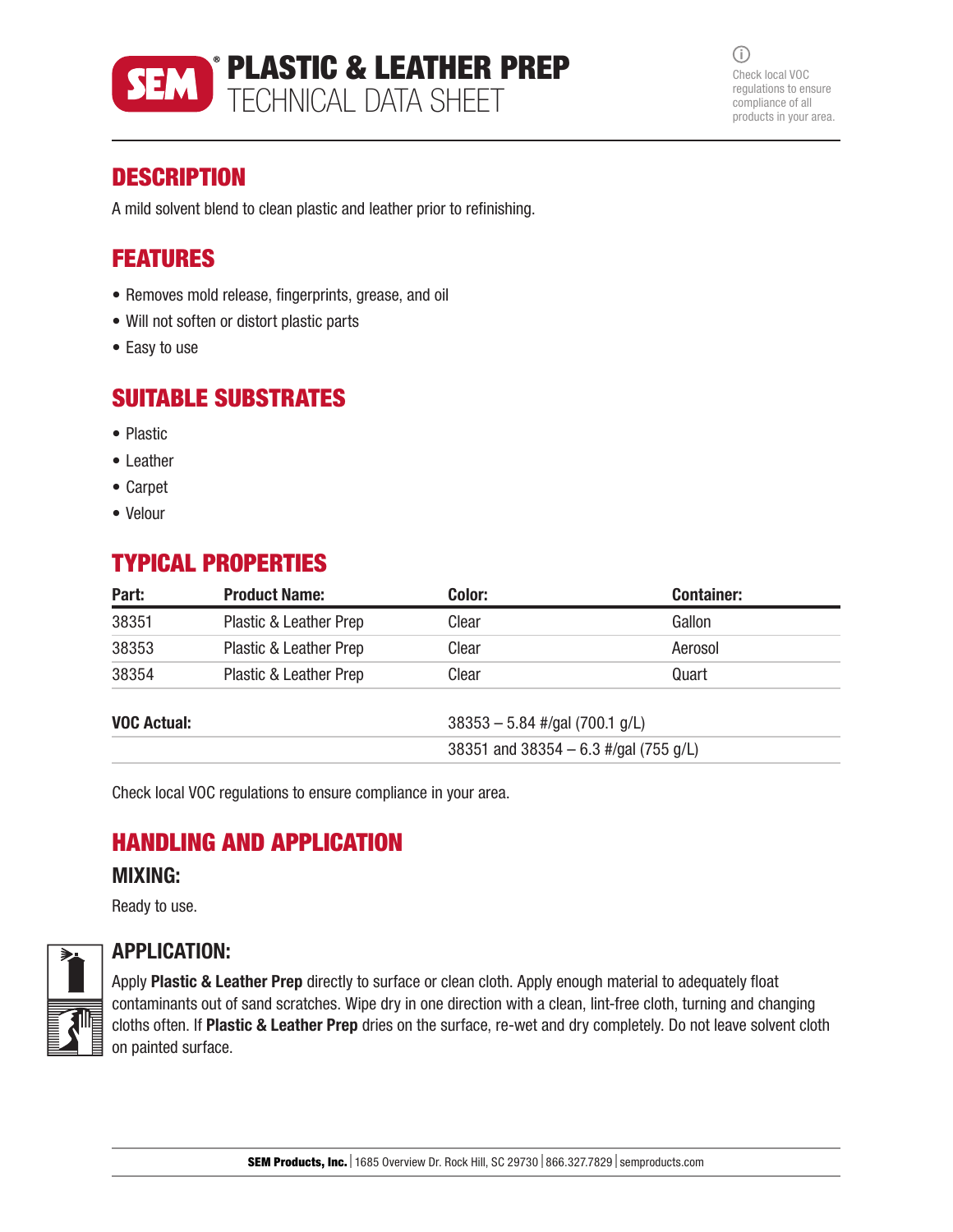# SEM® PLASTIC & LEATHER PREP
## TECHNICAL DATA SHEET

Check local VOC regulations to ensure compliance of all products in your area.

## DESCRIPTION

A mild solvent blend to clean plastic and leather prior to refinishing.

## FEATURES

- Removes mold release, fingerprints, grease, and oil
- Will not soften or distort plastic parts
- Easy to use

## SUITABLE SUBSTRATES

- Plastic
- Leather
- Carpet
- Velour

## TYPICAL PROPERTIES

| Part: | Product Name: | Color: | Container: |
|---|---|---|---|
| 38351 | Plastic & Leather Prep | Clear | Gallon |
| 38353 | Plastic & Leather Prep | Clear | Aerosol |
| 38354 | Plastic & Leather Prep | Clear | Quart |

| | |
|---|---|
| **VOC Actual:** | 38353 – 5.84 #/gal (700.1 g/L) |
| | 38351 and 38354 – 6.3 #/gal (755 g/L) |

Check local VOC regulations to ensure compliance in your area.

## HANDLING AND APPLICATION

### MIXING:

Ready to use.

### APPLICATION:

Apply **Plastic & Leather Prep** directly to surface or clean cloth. Apply enough material to adequately float contaminants out of sand scratches. Wipe dry in one direction with a clean, lint-free cloth, turning and changing cloths often. If **Plastic & Leather Prep** dries on the surface, re-wet and dry completely. Do not leave solvent cloth on painted surface.

**SEM Products, Inc.** | 1685 Overview Dr. Rock Hill, SC 29730 | 866.327.7829 | semproducts.com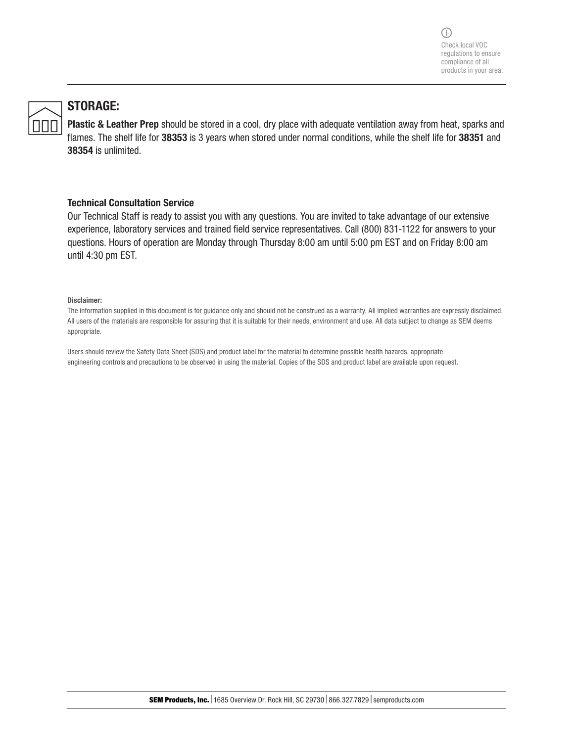Check local VOC regulations to ensure compliance of all products in your area.

## STORAGE:

**Plastic & Leather Prep** should be stored in a cool, dry place with adequate ventilation away from heat, sparks and flames. The shelf life for **38353** is 3 years when stored under normal conditions, while the shelf life for **38351** and **38354** is unlimited.

### Technical Consultation Service

Our Technical Staff is ready to assist you with any questions. You are invited to take advantage of our extensive experience, laboratory services and trained field service representatives. Call (800) 831-1122 for answers to your questions. Hours of operation are Monday through Thursday 8:00 am until 5:00 pm EST and on Friday 8:00 am until 4:30 pm EST.

**Disclaimer:**

The information supplied in this document is for guidance only and should not be construed as a warranty. All implied warranties are expressly disclaimed. All users of the materials are responsible for assuring that it is suitable for their needs, environment and use. All data subject to change as SEM deems appropriate.

Users should review the Safety Data Sheet (SDS) and product label for the material to determine possible health hazards, appropriate engineering controls and precautions to be observed in using the material. Copies of the SDS and product label are available upon request.